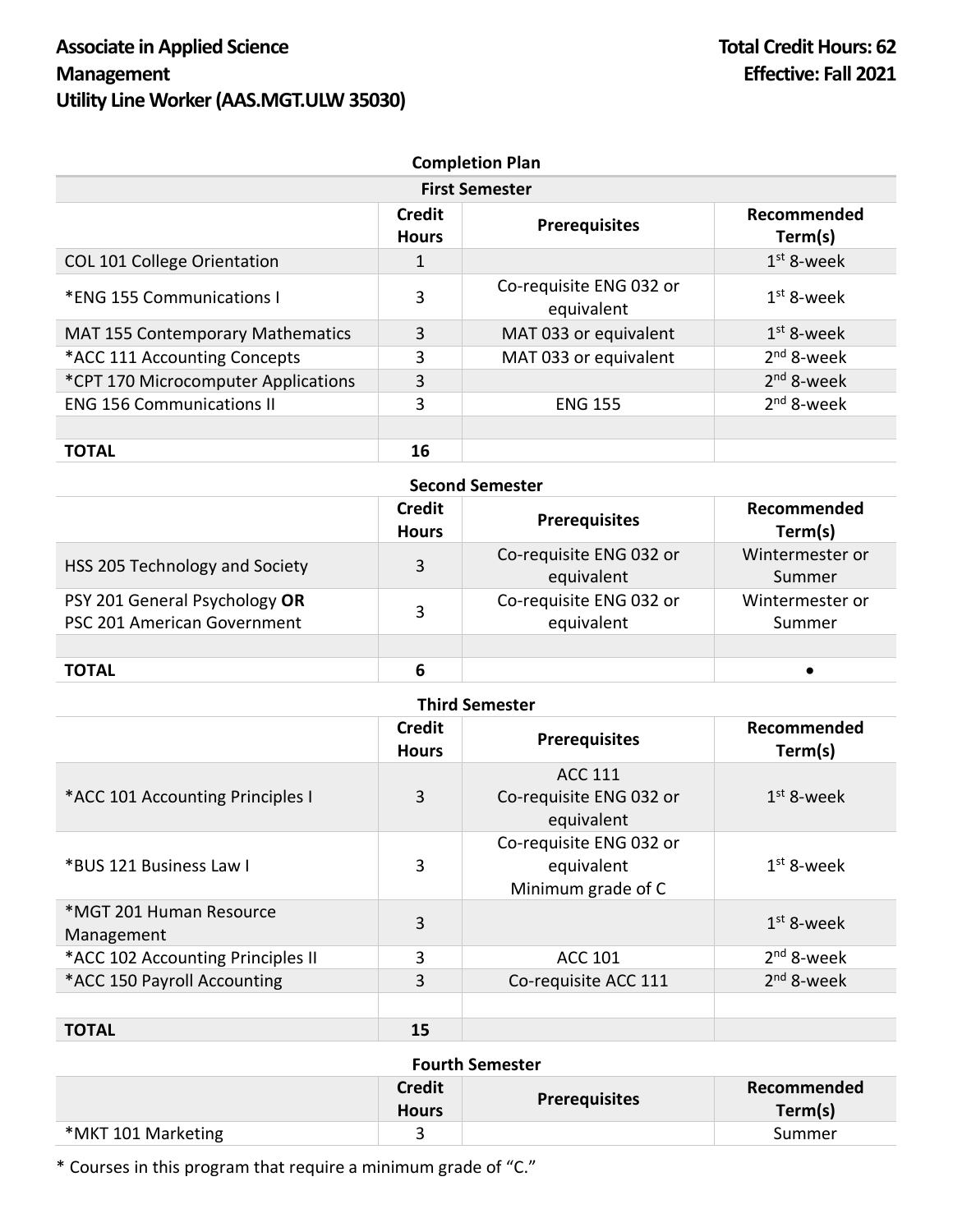**Associate in Applied Science**
**Management**
**Utility Line Worker (AAS.MGT.ULW 35030)**

**Total Credit Hours: 62**
**Effective: Fall 2021**

## Completion Plan

### First Semester

| | Credit Hours | Prerequisites | Recommended Term(s) |
|---|---|---|---|
| COL 101 College Orientation | 1 | | 1st 8-week |
| *ENG 155 Communications I | 3 | Co-requisite ENG 032 or equivalent | 1st 8-week |
| MAT 155 Contemporary Mathematics | 3 | MAT 033 or equivalent | 1st 8-week |
| *ACC 111 Accounting Concepts | 3 | MAT 033 or equivalent | 2nd 8-week |
| *CPT 170 Microcomputer Applications | 3 | | 2nd 8-week |
| ENG 156 Communications II | 3 | ENG 155 | 2nd 8-week |
| | | | |
| **TOTAL** | **16** | | |

### Second Semester

| | Credit Hours | Prerequisites | Recommended Term(s) |
|---|---|---|---|
| HSS 205 Technology and Society | 3 | Co-requisite ENG 032 or equivalent | Wintermester or Summer |
| PSY 201 General Psychology **OR** PSC 201 American Government | 3 | Co-requisite ENG 032 or equivalent | Wintermester or Summer |
| | | | |
| **TOTAL** | **6** | | • |

### Third Semester

| | Credit Hours | Prerequisites | Recommended Term(s) |
|---|---|---|---|
| *ACC 101 Accounting Principles I | 3 | ACC 111<br>Co-requisite ENG 032 or equivalent | 1st 8-week |
| *BUS 121 Business Law I | 3 | Co-requisite ENG 032 or equivalent<br>Minimum grade of C | 1st 8-week |
| *MGT 201 Human Resource Management | 3 | | 1st 8-week |
| *ACC 102 Accounting Principles II | 3 | ACC 101 | 2nd 8-week |
| *ACC 150 Payroll Accounting | 3 | Co-requisite ACC 111 | 2nd 8-week |
| | | | |
| **TOTAL** | **15** | | |

### Fourth Semester

| | Credit Hours | Prerequisites | Recommended Term(s) |
|---|---|---|---|
| *MKT 101 Marketing | 3 | | Summer |

* Courses in this program that require a minimum grade of "C."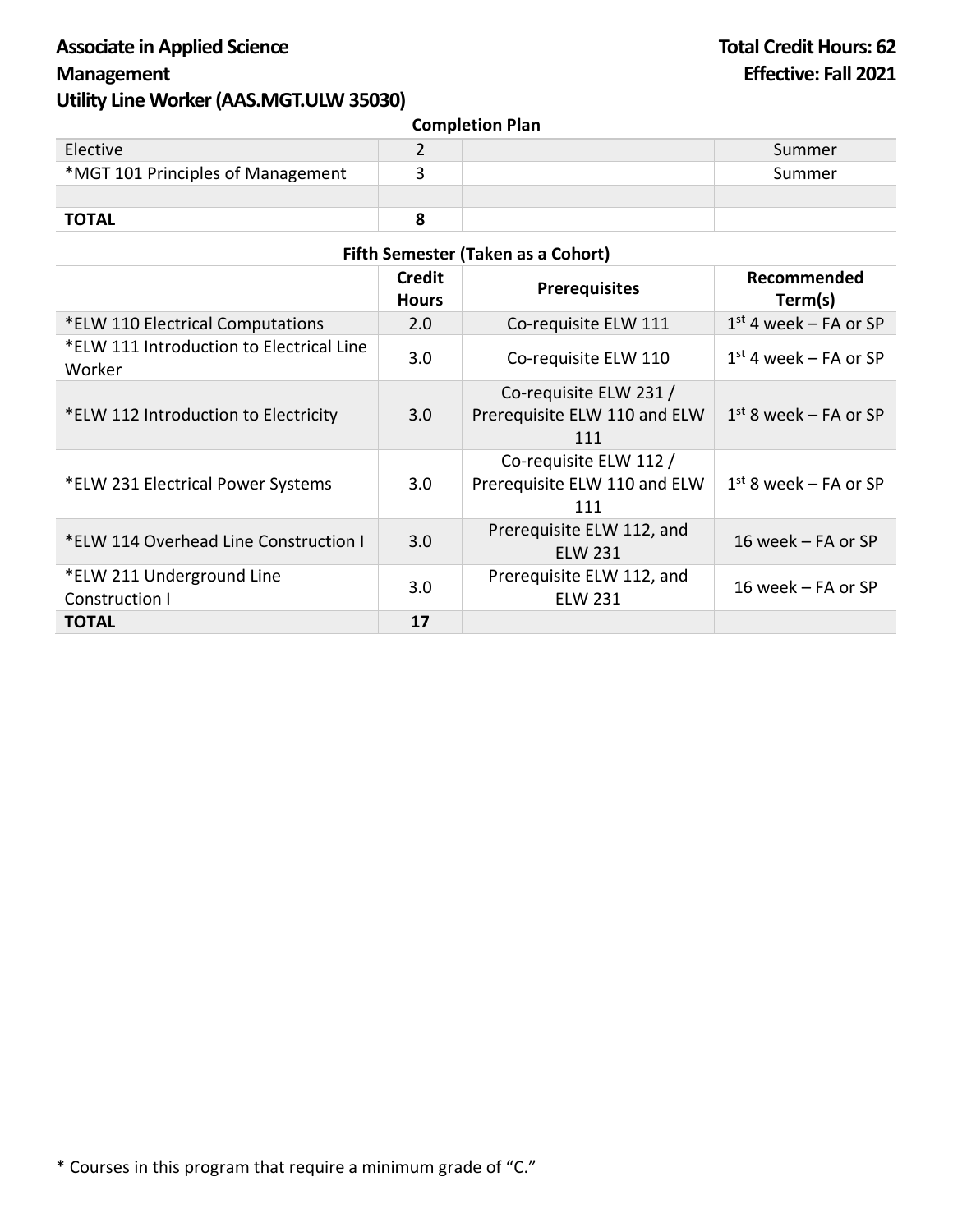# Associate in Applied Science
# Management
# Utility Line Worker (AAS.MGT.ULW 35030)

**Total Credit Hours: 62**
**Effective: Fall 2021**

**Completion Plan**

| | | | |
|---|---|---|---|
| Elective | 2 | | Summer |
| *MGT 101 Principles of Management | 3 | | Summer |
| | | | |
| **TOTAL** | **8** | | |

**Fifth Semester (Taken as a Cohort)**

| | Credit Hours | Prerequisites | Recommended Term(s) |
|---|---|---|---|
| *ELW 110 Electrical Computations | 2.0 | Co-requisite ELW 111 | 1st 4 week – FA or SP |
| *ELW 111 Introduction to Electrical Line Worker | 3.0 | Co-requisite ELW 110 | 1st 4 week – FA or SP |
| *ELW 112 Introduction to Electricity | 3.0 | Co-requisite ELW 231 / Prerequisite ELW 110 and ELW 111 | 1st 8 week – FA or SP |
| *ELW 231 Electrical Power Systems | 3.0 | Co-requisite ELW 112 / Prerequisite ELW 110 and ELW 111 | 1st 8 week – FA or SP |
| *ELW 114 Overhead Line Construction I | 3.0 | Prerequisite ELW 112, and ELW 231 | 16 week – FA or SP |
| *ELW 211 Underground Line Construction I | 3.0 | Prerequisite ELW 112, and ELW 231 | 16 week – FA or SP |
| **TOTAL** | **17** | | |

* Courses in this program that require a minimum grade of "C."